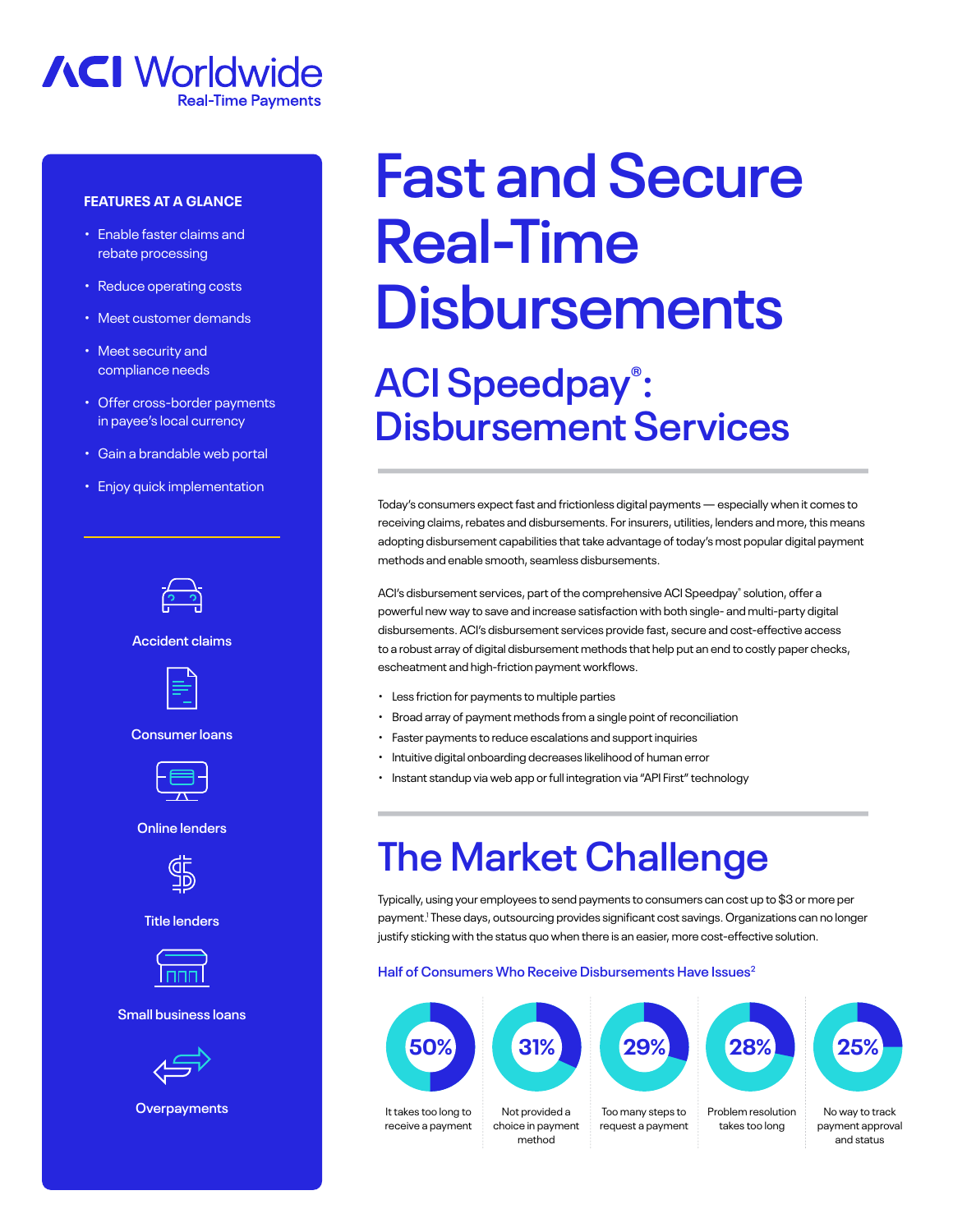ACI Worldwide
Real-Time Payments

# Fast and Secure Real-Time Disbursements

## ACI Speedpay®: Disbursement Services

**FEATURES AT A GLANCE**

- Enable faster claims and rebate processing
- Reduce operating costs
- Meet customer demands
- Meet security and compliance needs
- Offer cross-border payments in payee's local currency
- Gain a brandable web portal
- Enjoy quick implementation

Accident claims

Consumer loans

Online lenders

Title lenders

Small business loans

Overpayments

Today's consumers expect fast and frictionless digital payments — especially when it comes to receiving claims, rebates and disbursements. For insurers, utilities, lenders and more, this means adopting disbursement capabilities that take advantage of today's most popular digital payment methods and enable smooth, seamless disbursements.

ACI's disbursement services, part of the comprehensive ACI Speedpay® solution, offer a powerful new way to save and increase satisfaction with both single- and multi-party digital disbursements. ACI's disbursement services provide fast, secure and cost-effective access to a robust array of digital disbursement methods that help put an end to costly paper checks, escheatment and high-friction payment workflows.

- Less friction for payments to multiple parties
- Broad array of payment methods from a single point of reconciliation
- Faster payments to reduce escalations and support inquiries
- Intuitive digital onboarding decreases likelihood of human error
- Instant standup via web app or full integration via "API First" technology

## The Market Challenge

Typically, using your employees to send payments to consumers can cost up to $3 or more per payment.[1] These days, outsourcing provides significant cost savings. Organizations can no longer justify sticking with the status quo when there is an easier, more cost-effective solution.

### Half of Consumers Who Receive Disbursements Have Issues[2]

- **50%** It takes too long to receive a payment
- **31%** Not provided a choice in payment method
- **29%** Too many steps to request a payment
- **28%** Problem resolution takes too long
- **25%** No way to track payment approval and status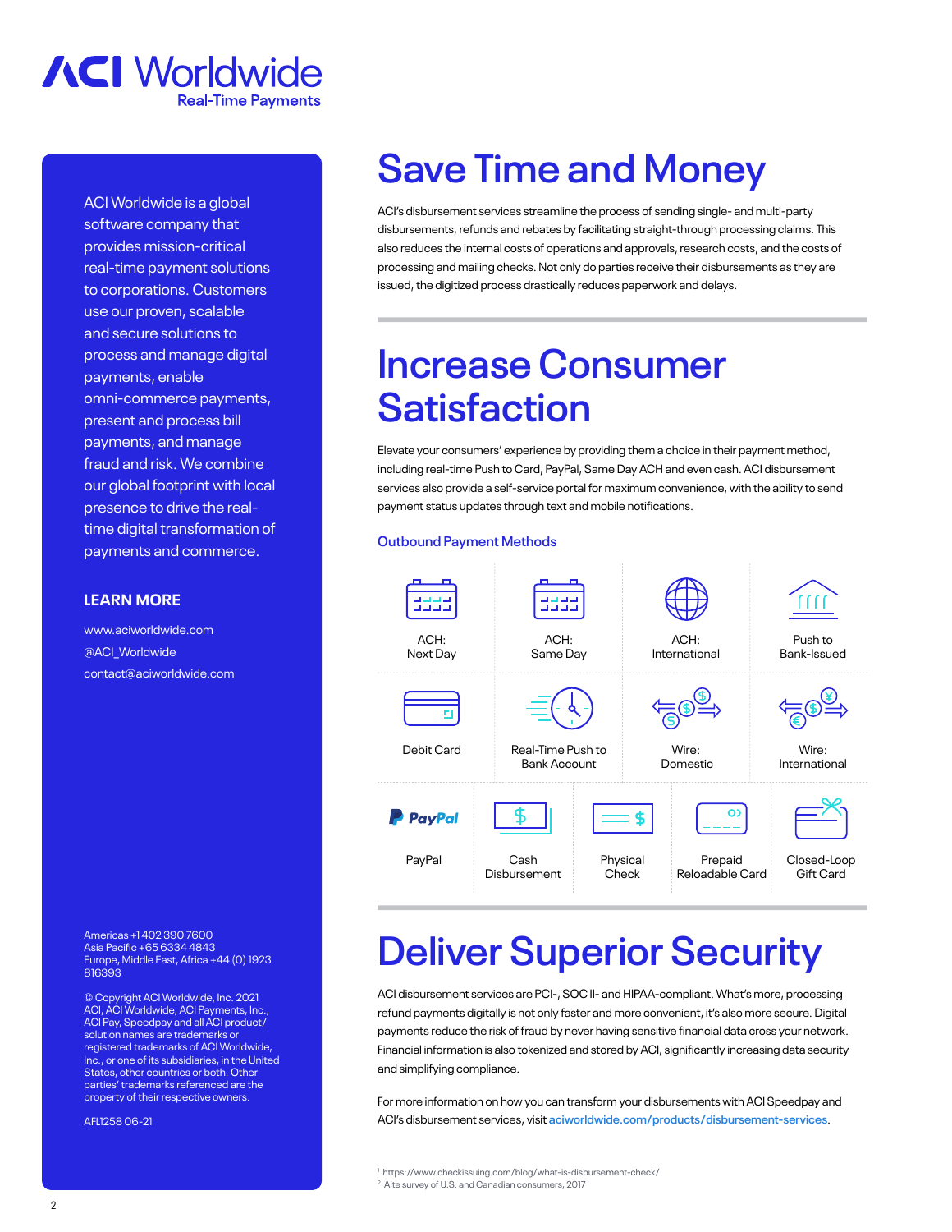ACI Worldwide
Real-Time Payments

ACI Worldwide is a global software company that provides mission-critical real-time payment solutions to corporations. Customers use our proven, scalable and secure solutions to process and manage digital payments, enable omni-commerce payments, present and process bill payments, and manage fraud and risk. We combine our global footprint with local presence to drive the real-time digital transformation of payments and commerce.

**LEARN MORE**

www.aciworldwide.com
@ACI_Worldwide
contact@aciworldwide.com

Americas +1 402 390 7600
Asia Pacific +65 6334 4843
Europe, Middle East, Africa +44 (0) 1923 816393

© Copyright ACI Worldwide, Inc. 2021
ACI, ACI Worldwide, ACI Payments, Inc., ACI Pay, Speedpay and all ACI product/solution names are trademarks or registered trademarks of ACI Worldwide, Inc., or one of its subsidiaries, in the United States, other countries or both. Other parties' trademarks referenced are the property of their respective owners.

AFL1258 06-21

# Save Time and Money

ACI's disbursement services streamline the process of sending single- and multi-party disbursements, refunds and rebates by facilitating straight-through processing claims. This also reduces the internal costs of operations and approvals, research costs, and the costs of processing and mailing checks. Not only do parties receive their disbursements as they are issued, the digitized process drastically reduces paperwork and delays.

# Increase Consumer Satisfaction

Elevate your consumers' experience by providing them a choice in their payment method, including real-time Push to Card, PayPal, Same Day ACH and even cash. ACI disbursement services also provide a self-service portal for maximum convenience, with the ability to send payment status updates through text and mobile notifications.

### Outbound Payment Methods

- ACH: Next Day
- ACH: Same Day
- ACH: International
- Push to Bank-Issued
- Debit Card
- Real-Time Push to Bank Account
- Wire: Domestic
- Wire: International
- PayPal
- Cash Disbursement
- Physical Check
- Prepaid Reloadable Card
- Closed-Loop Gift Card

# Deliver Superior Security

ACI disbursement services are PCI-, SOC II- and HIPAA-compliant. What's more, processing refund payments digitally is not only faster and more convenient, it's also more secure. Digital payments reduce the risk of fraud by never having sensitive financial data cross your network. Financial information is also tokenized and stored by ACI, significantly increasing data security and simplifying compliance.

For more information on how you can transform your disbursements with ACI Speedpay and ACI's disbursement services, visit aciworldwide.com/products/disbursement-services.

[1] https://www.checkissuing.com/blog/what-is-disbursement-check/
[2] Aite survey of U.S. and Canadian consumers, 2017